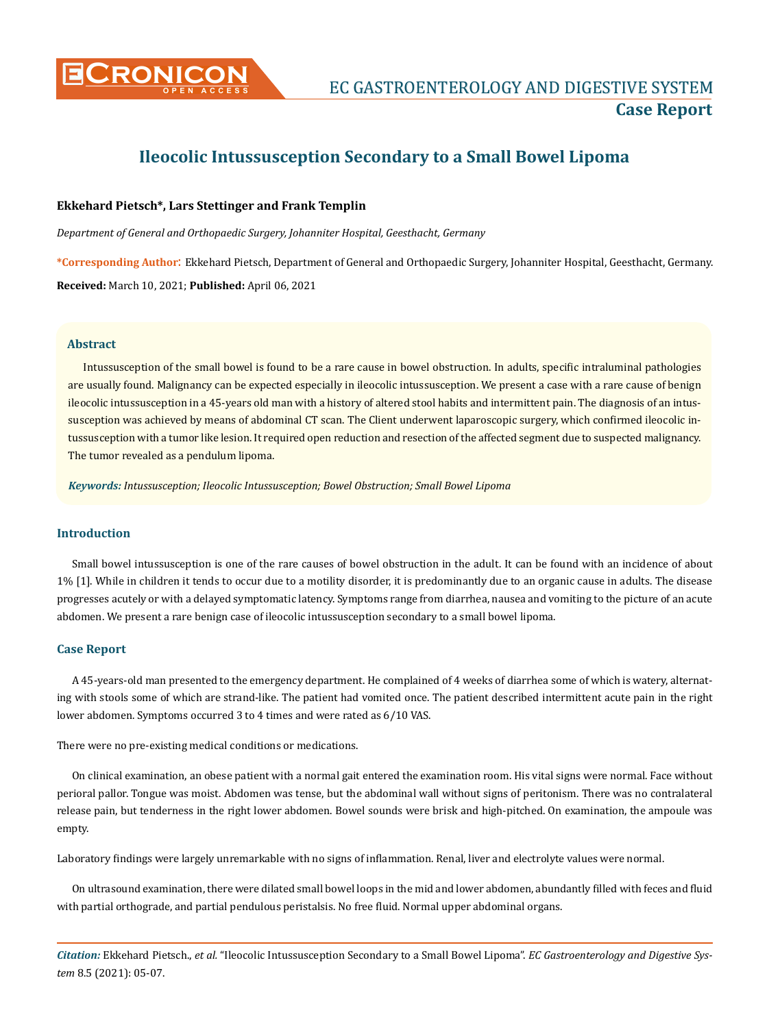# Ileocolic Intussusception Secondary to a Small Bowel Lipoma

**Ekkehard Pietsch*, Lars Stettinger and Frank Templin**

*Department of General and Orthopaedic Surgery, Johanniter Hospital, Geesthacht, Germany*

**\*Corresponding Author:** Ekkehard Pietsch, Department of General and Orthopaedic Surgery, Johanniter Hospital, Geesthacht, Germany.

**Received:** March 10, 2021; **Published:** April 06, 2021

## Abstract

Intussusception of the small bowel is found to be a rare cause in bowel obstruction. In adults, specific intraluminal pathologies are usually found. Malignancy can be expected especially in ileocolic intussusception. We present a case with a rare cause of benign ileocolic intussusception in a 45-years old man with a history of altered stool habits and intermittent pain. The diagnosis of an intussusception was achieved by means of abdominal CT scan. The Client underwent laparoscopic surgery, which confirmed ileocolic intussusception with a tumor like lesion. It required open reduction and resection of the affected segment due to suspected malignancy. The tumor revealed as a pendulum lipoma.

***Keywords:*** *Intussusception; Ileocolic Intussusception; Bowel Obstruction; Small Bowel Lipoma*

## Introduction

Small bowel intussusception is one of the rare causes of bowel obstruction in the adult. It can be found with an incidence of about 1% [1]. While in children it tends to occur due to a motility disorder, it is predominantly due to an organic cause in adults. The disease progresses acutely or with a delayed symptomatic latency. Symptoms range from diarrhea, nausea and vomiting to the picture of an acute abdomen. We present a rare benign case of ileocolic intussusception secondary to a small bowel lipoma.

## Case Report

A 45-years-old man presented to the emergency department. He complained of 4 weeks of diarrhea some of which is watery, alternating with stools some of which are strand-like. The patient had vomited once. The patient described intermittent acute pain in the right lower abdomen. Symptoms occurred 3 to 4 times and were rated as 6/10 VAS.

There were no pre-existing medical conditions or medications.

On clinical examination, an obese patient with a normal gait entered the examination room. His vital signs were normal. Face without perioral pallor. Tongue was moist. Abdomen was tense, but the abdominal wall without signs of peritonism. There was no contralateral release pain, but tenderness in the right lower abdomen. Bowel sounds were brisk and high-pitched. On examination, the ampoule was empty.

Laboratory findings were largely unremarkable with no signs of inflammation. Renal, liver and electrolyte values were normal.

On ultrasound examination, there were dilated small bowel loops in the mid and lower abdomen, abundantly filled with feces and fluid with partial orthograde, and partial pendulous peristalsis. No free fluid. Normal upper abdominal organs.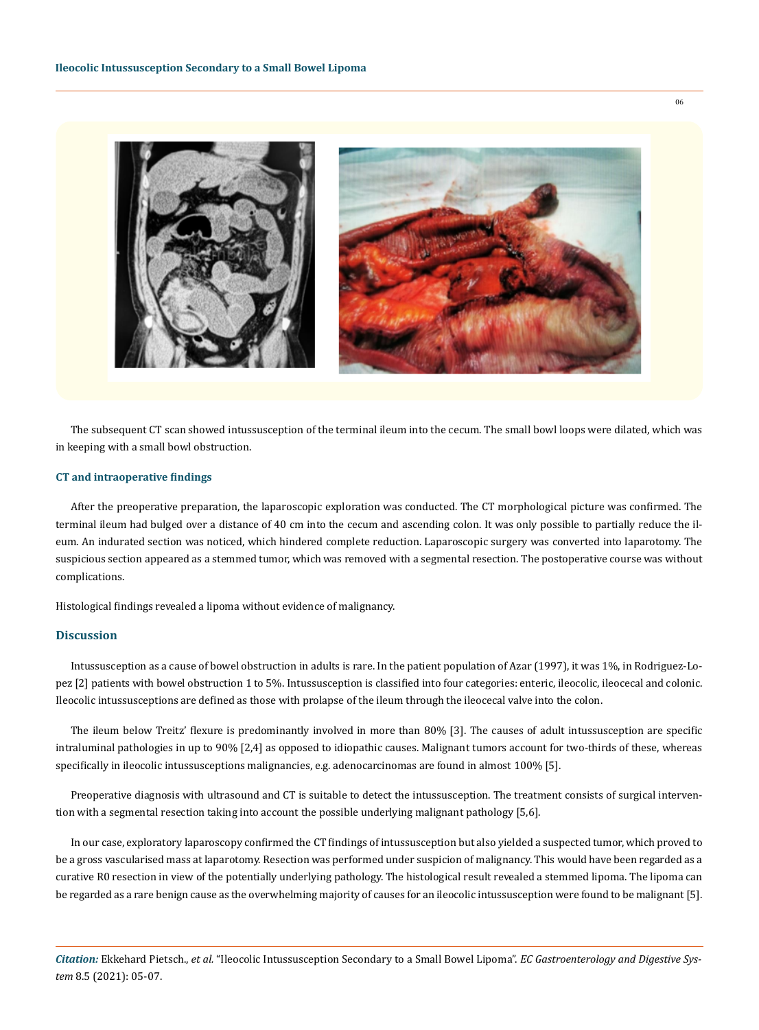The subsequent CT scan showed intussusception of the terminal ileum into the cecum. The small bowl loops were dilated, which was in keeping with a small bowl obstruction.

### CT and intraoperative findings

After the preoperative preparation, the laparoscopic exploration was conducted. The CT morphological picture was confirmed. The terminal ileum had bulged over a distance of 40 cm into the cecum and ascending colon. It was only possible to partially reduce the ileum. An indurated section was noticed, which hindered complete reduction. Laparoscopic surgery was converted into laparotomy. The suspicious section appeared as a stemmed tumor, which was removed with a segmental resection. The postoperative course was without complications.

Histological findings revealed a lipoma without evidence of malignancy.

## Discussion

Intussusception as a cause of bowel obstruction in adults is rare. In the patient population of Azar (1997), it was 1%, in Rodriguez-Lopez [2] patients with bowel obstruction 1 to 5%. Intussusception is classified into four categories: enteric, ileocolic, ileocecal and colonic. Ileocolic intussusceptions are defined as those with prolapse of the ileum through the ileocecal valve into the colon.

The ileum below Treitz' flexure is predominantly involved in more than 80% [3]. The causes of adult intussusception are specific intraluminal pathologies in up to 90% [2,4] as opposed to idiopathic causes. Malignant tumors account for two-thirds of these, whereas specifically in ileocolic intussusceptions malignancies, e.g. adenocarcinomas are found in almost 100% [5].

Preoperative diagnosis with ultrasound and CT is suitable to detect the intussusception. The treatment consists of surgical intervention with a segmental resection taking into account the possible underlying malignant pathology [5,6].

In our case, exploratory laparoscopy confirmed the CT findings of intussusception but also yielded a suspected tumor, which proved to be a gross vascularised mass at laparotomy. Resection was performed under suspicion of malignancy. This would have been regarded as a curative R0 resection in view of the potentially underlying pathology. The histological result revealed a stemmed lipoma. The lipoma can be regarded as a rare benign cause as the overwhelming majority of causes for an ileocolic intussusception were found to be malignant [5].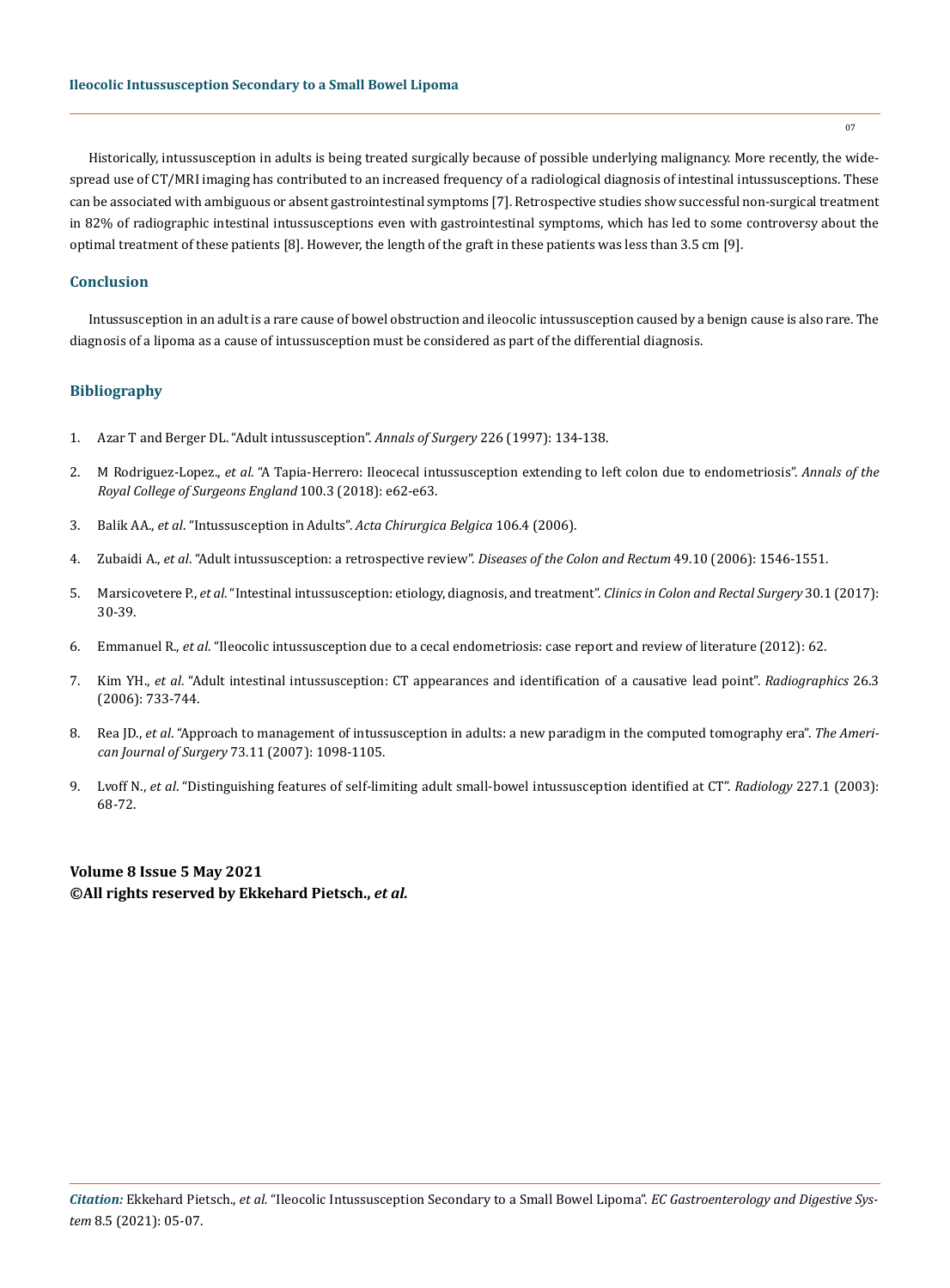Historically, intussusception in adults is being treated surgically because of possible underlying malignancy. More recently, the widespread use of CT/MRI imaging has contributed to an increased frequency of a radiological diagnosis of intestinal intussusceptions. These can be associated with ambiguous or absent gastrointestinal symptoms [7]. Retrospective studies show successful non-surgical treatment in 82% of radiographic intestinal intussusceptions even with gastrointestinal symptoms, which has led to some controversy about the optimal treatment of these patients [8]. However, the length of the graft in these patients was less than 3.5 cm [9].

## Conclusion

Intussusception in an adult is a rare cause of bowel obstruction and ileocolic intussusception caused by a benign cause is also rare. The diagnosis of a lipoma as a cause of intussusception must be considered as part of the differential diagnosis.

## Bibliography

1. Azar T and Berger DL. "Adult intussusception". *Annals of Surgery* 226 (1997): 134-138.
2. M Rodriguez-Lopez., *et al*. "A Tapia-Herrero: Ileocecal intussusception extending to left colon due to endometriosis". *Annals of the Royal College of Surgeons England* 100.3 (2018): e62-e63.
3. Balik AA., *et al*. "Intussusception in Adults". *Acta Chirurgica Belgica* 106.4 (2006).
4. Zubaidi A., *et al*. "Adult intussusception: a retrospective review". *Diseases of the Colon and Rectum* 49.10 (2006): 1546-1551.
5. Marsicovetere P., *et al*. "Intestinal intussusception: etiology, diagnosis, and treatment". *Clinics in Colon and Rectal Surgery* 30.1 (2017): 30-39.
6. Emmanuel R., *et al*. "Ileocolic intussusception due to a cecal endometriosis: case report and review of literature (2012): 62.
7. Kim YH., *et al*. "Adult intestinal intussusception: CT appearances and identification of a causative lead point". *Radiographics* 26.3 (2006): 733-744.
8. Rea JD., *et al*. "Approach to management of intussusception in adults: a new paradigm in the computed tomography era". *The American Journal of Surgery* 73.11 (2007): 1098-1105.
9. Lvoff N., *et al*. "Distinguishing features of self-limiting adult small-bowel intussusception identified at CT". *Radiology* 227.1 (2003): 68-72.

**Volume 8 Issue 5 May 2021**
**©All rights reserved by Ekkehard Pietsch., *et al.***